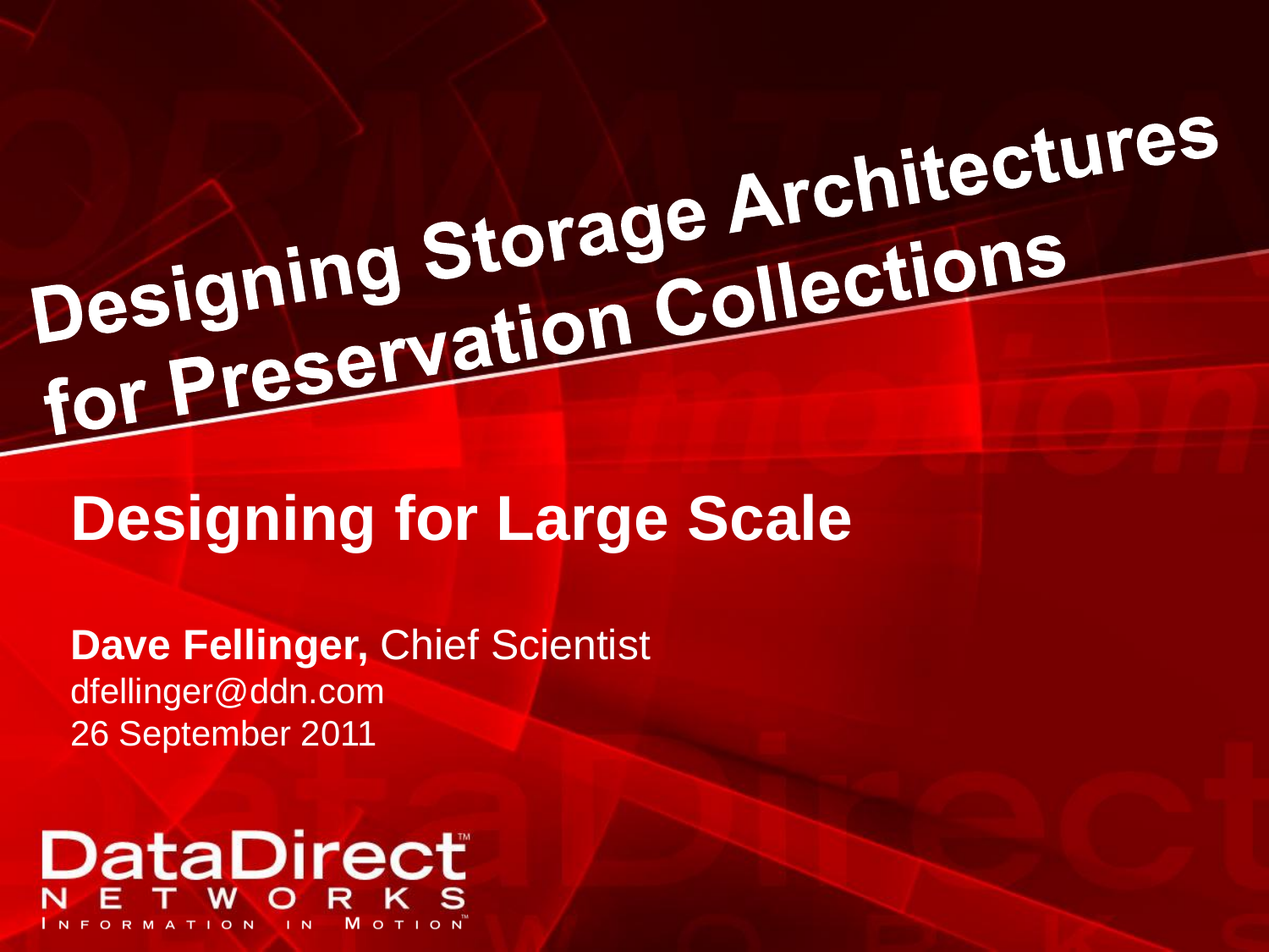# Designing Storage Architectures for Preservation Collections

## Designing for Large Scale

**Dave Fellinger,** Chief Scientist
dfellinger@ddn.com
26 September 2011

DataDirect™ NETWORKS
INFORMATION IN MOTION™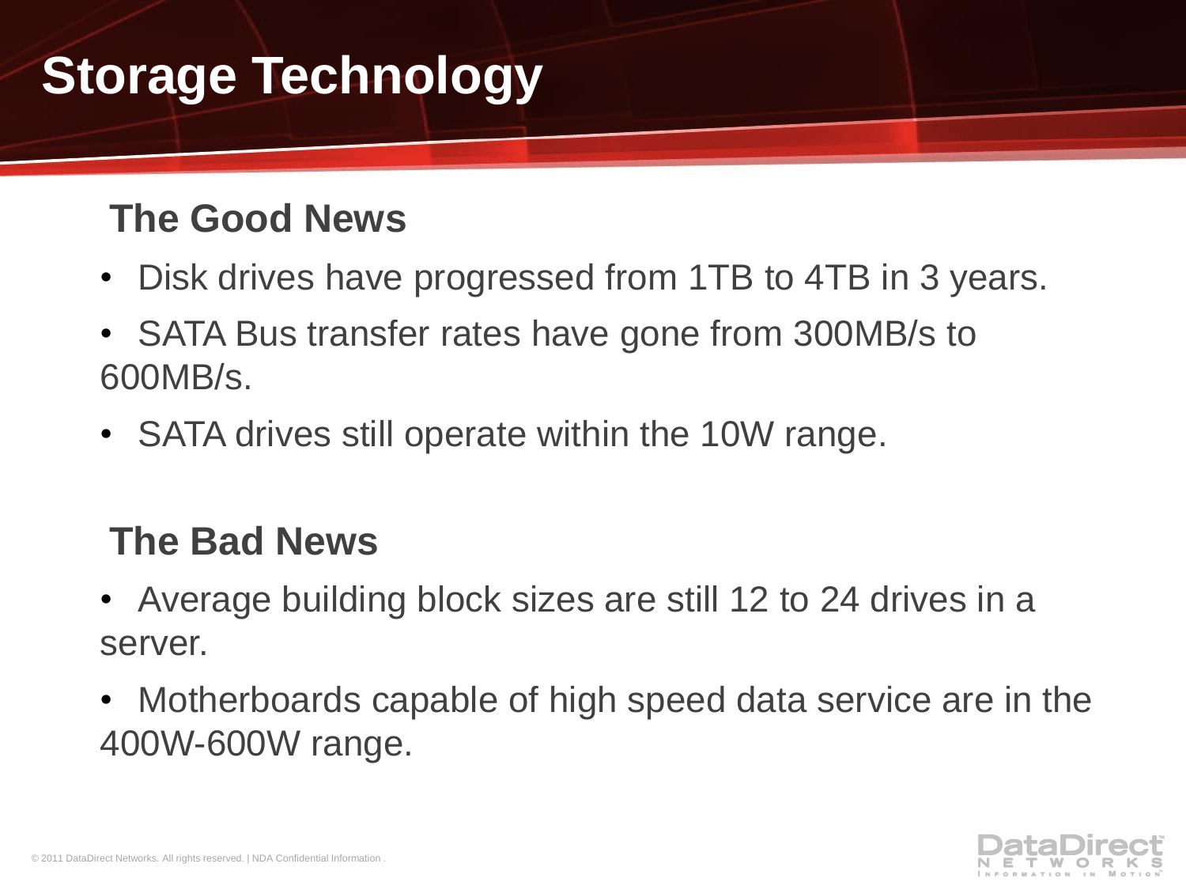# Storage Technology

## The Good News

- Disk drives have progressed from 1TB to 4TB in 3 years.
- SATA Bus transfer rates have gone from 300MB/s to 600MB/s.
- SATA drives still operate within the 10W range.

## The Bad News

- Average building block sizes are still 12 to 24 drives in a server.
- Motherboards capable of high speed data service are in the 400W-600W range.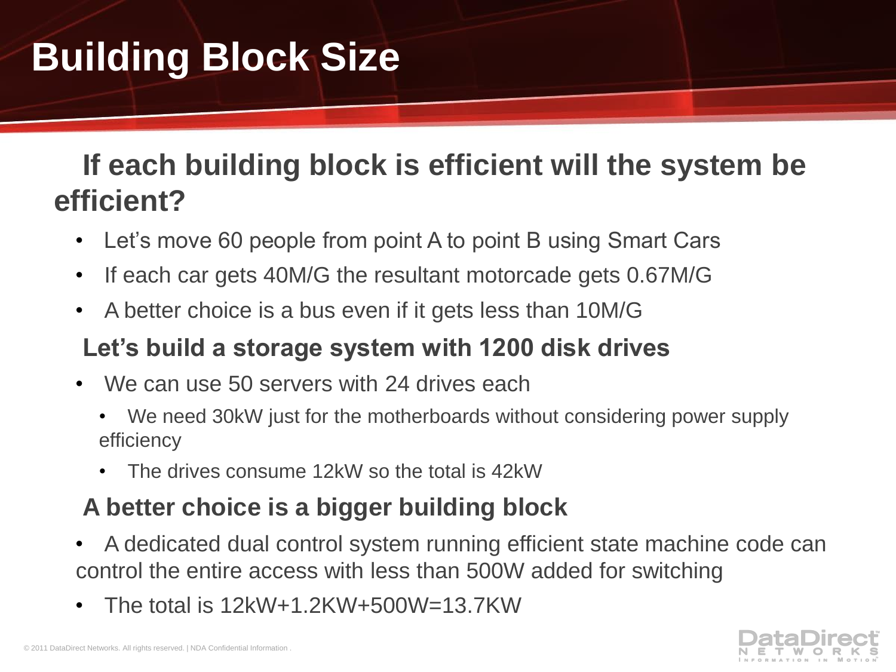# Building Block Size

## If each building block is efficient will the system be efficient?

- Let's move 60 people from point A to point B using Smart Cars
- If each car gets 40M/G the resultant motorcade gets 0.67M/G
- A better choice is a bus even if it gets less than 10M/G

## Let's build a storage system with 1200 disk drives

- We can use 50 servers with 24 drives each
  - We need 30kW just for the motherboards without considering power supply efficiency
  - The drives consume 12kW so the total is 42kW

## A better choice is a bigger building block

- A dedicated dual control system running efficient state machine code can control the entire access with less than 500W added for switching
- The total is 12kW+1.2KW+500W=13.7KW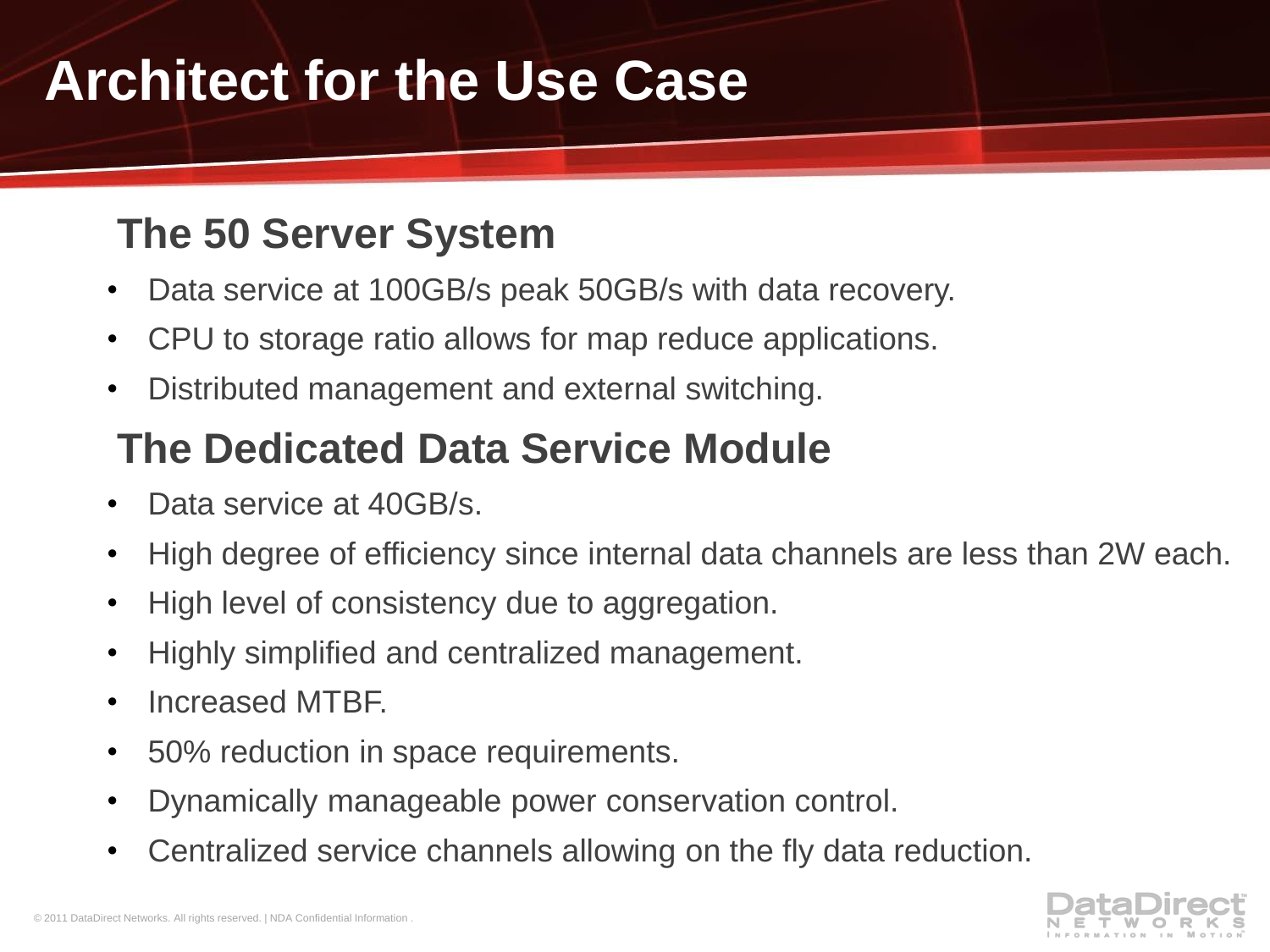# Architect for the Use Case

## The 50 Server System

- Data service at 100GB/s peak 50GB/s with data recovery.
- CPU to storage ratio allows for map reduce applications.
- Distributed management and external switching.

## The Dedicated Data Service Module

- Data service at 40GB/s.
- High degree of efficiency since internal data channels are less than 2W each.
- High level of consistency due to aggregation.
- Highly simplified and centralized management.
- Increased MTBF.
- 50% reduction in space requirements.
- Dynamically manageable power conservation control.
- Centralized service channels allowing on the fly data reduction.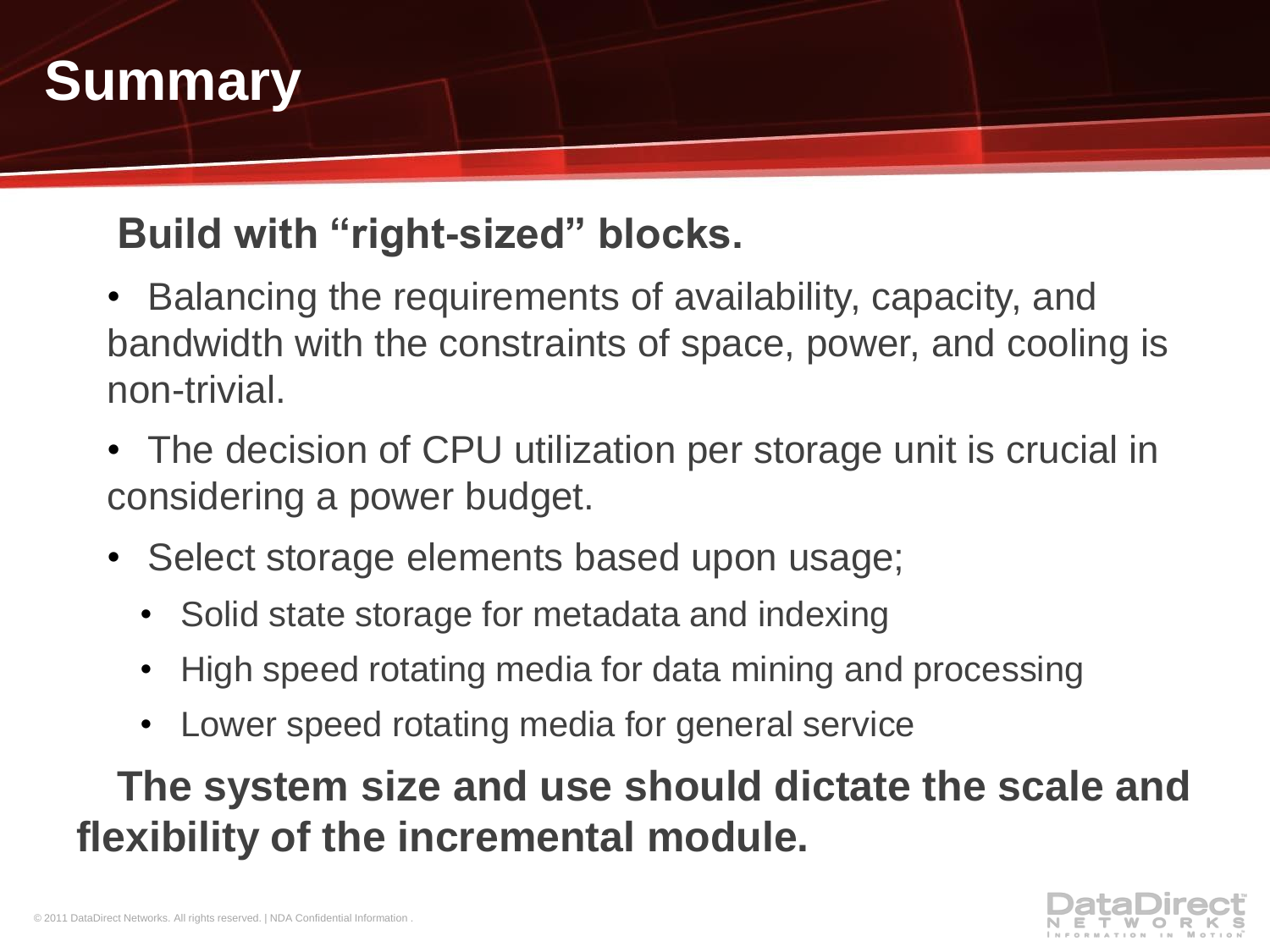# Summary

**Build with "right-sized" blocks.**

- Balancing the requirements of availability, capacity, and bandwidth with the constraints of space, power, and cooling is non-trivial.
- The decision of CPU utilization per storage unit is crucial in considering a power budget.
- Select storage elements based upon usage;
  - Solid state storage for metadata and indexing
  - High speed rotating media for data mining and processing
  - Lower speed rotating media for general service

**The system size and use should dictate the scale and flexibility of the incremental module.**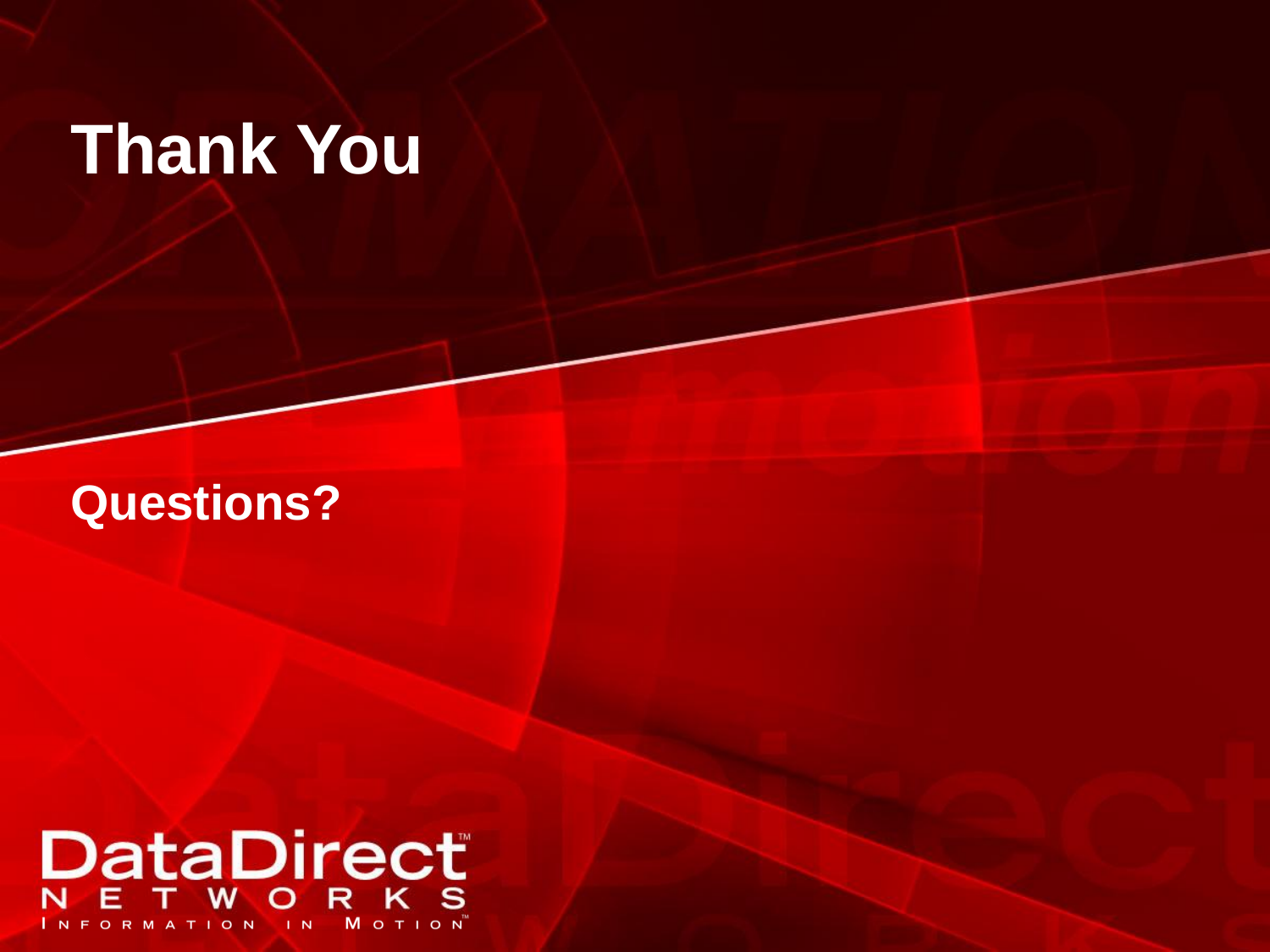# Thank You

## Questions?

DataDirect NETWORKS
INFORMATION IN MOTION